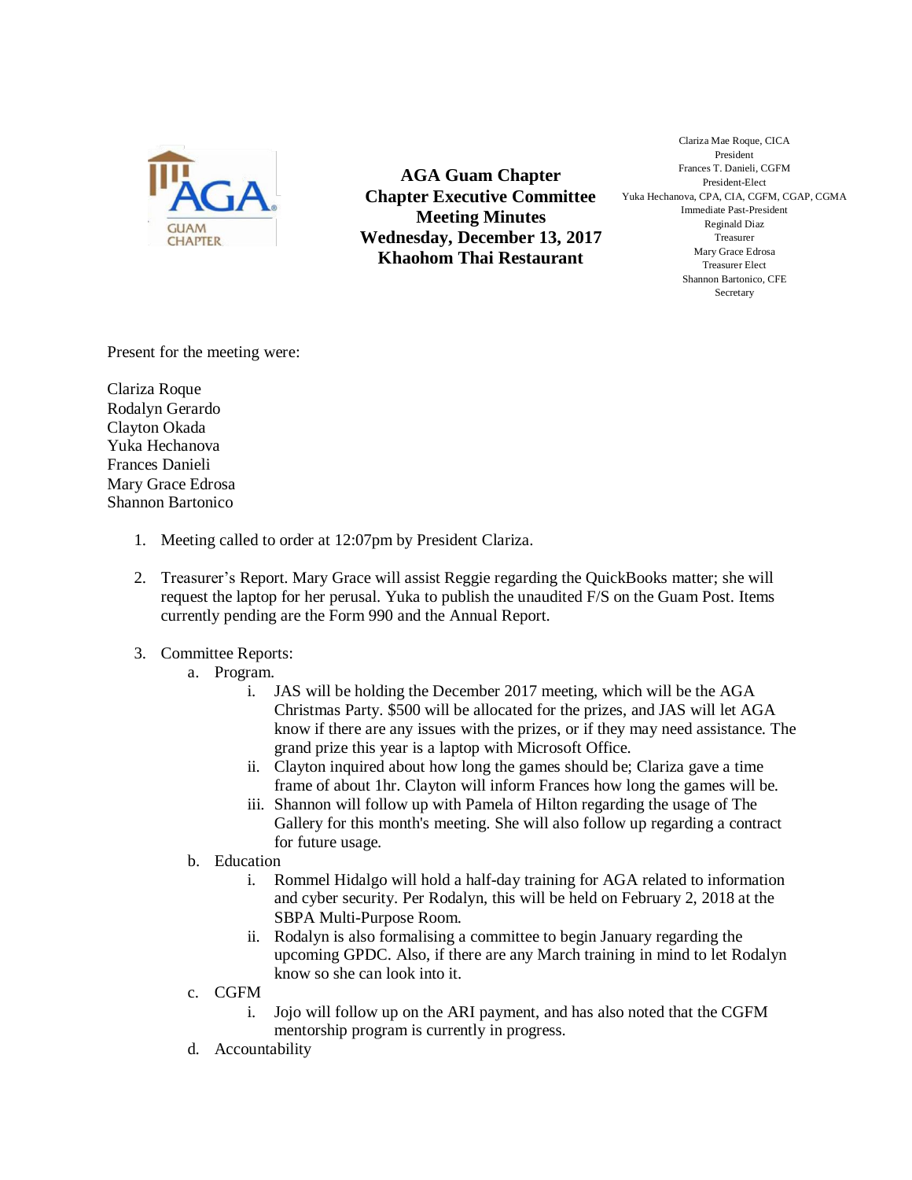AGA GUAM CHAPTER

# AGA Guam Chapter
## Chapter Executive Committee
## Meeting Minutes
## Wednesday, December 13, 2017
## Khaohom Thai Restaurant

Clariza Mae Roque, CICA
President
Frances T. Danieli, CGFM
President-Elect
Yuka Hechanova, CPA, CIA, CGFM, CGAP, CGMA
Immediate Past-President
Reginald Diaz
Treasurer
Mary Grace Edrosa
Treasurer Elect
Shannon Bartonico, CFE
Secretary

Present for the meeting were:

Clariza Roque
Rodalyn Gerardo
Clayton Okada
Yuka Hechanova
Frances Danieli
Mary Grace Edrosa
Shannon Bartonico

1. Meeting called to order at 12:07pm by President Clariza.

2. Treasurer's Report. Mary Grace will assist Reggie regarding the QuickBooks matter; she will request the laptop for her perusal. Yuka to publish the unaudited F/S on the Guam Post. Items currently pending are the Form 990 and the Annual Report.

3. Committee Reports:
   a. Program.
      i. JAS will be holding the December 2017 meeting, which will be the AGA Christmas Party. $500 will be allocated for the prizes, and JAS will let AGA know if there are any issues with the prizes, or if they may need assistance. The grand prize this year is a laptop with Microsoft Office.
      ii. Clayton inquired about how long the games should be; Clariza gave a time frame of about 1hr. Clayton will inform Frances how long the games will be.
      iii. Shannon will follow up with Pamela of Hilton regarding the usage of The Gallery for this month's meeting. She will also follow up regarding a contract for future usage.
   b. Education
      i. Rommel Hidalgo will hold a half-day training for AGA related to information and cyber security. Per Rodalyn, this will be held on February 2, 2018 at the SBPA Multi-Purpose Room.
      ii. Rodalyn is also formalising a committee to begin January regarding the upcoming GPDC. Also, if there are any March training in mind to let Rodalyn know so she can look into it.
   c. CGFM
      i. Jojo will follow up on the ARI payment, and has also noted that the CGFM mentorship program is currently in progress.
   d. Accountability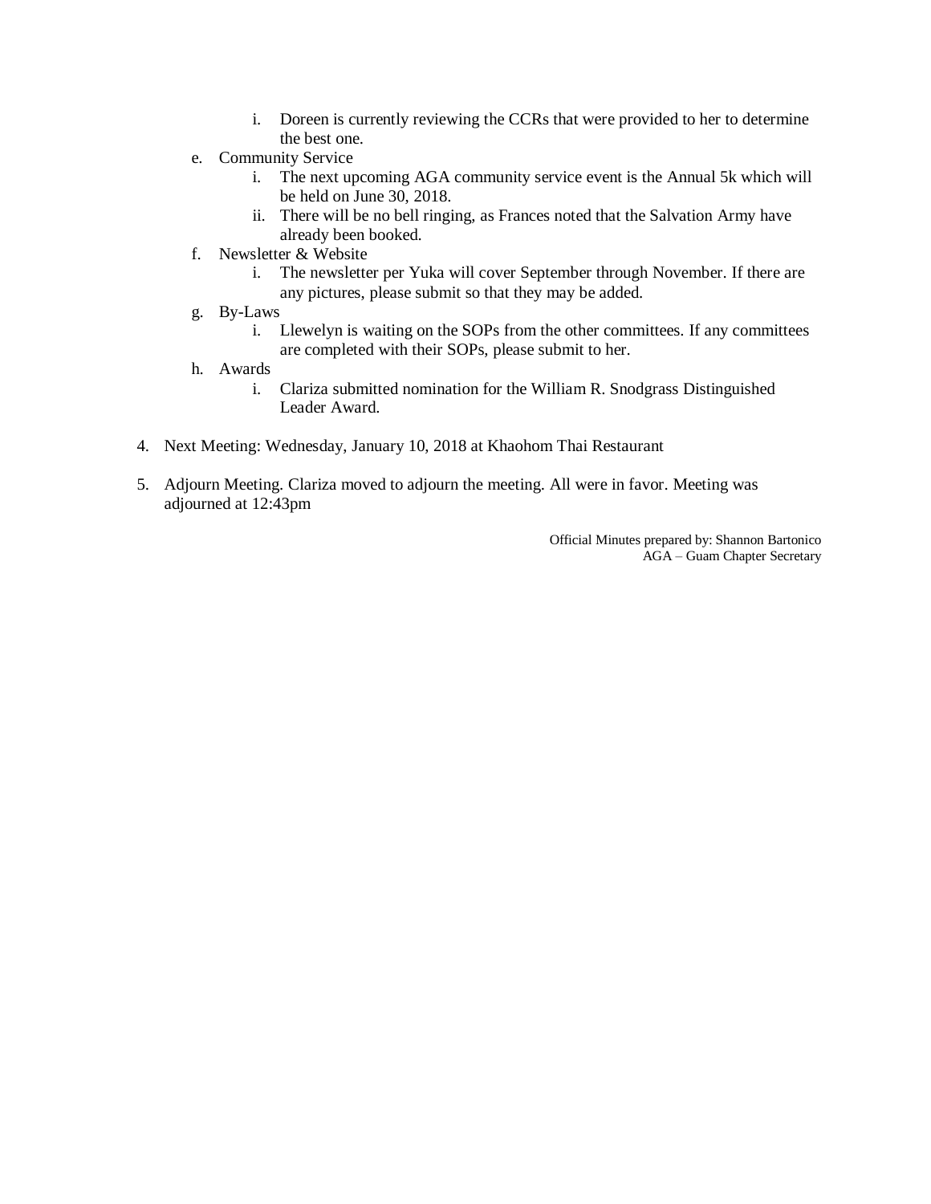i. Doreen is currently reviewing the CCRs that were provided to her to determine the best one.

   e. Community Service
      i. The next upcoming AGA community service event is the Annual 5k which will be held on June 30, 2018.
      ii. There will be no bell ringing, as Frances noted that the Salvation Army have already been booked.

   f. Newsletter & Website
      i. The newsletter per Yuka will cover September through November. If there are any pictures, please submit so that they may be added.

   g. By-Laws
      i. Llewelyn is waiting on the SOPs from the other committees. If any committees are completed with their SOPs, please submit to her.

   h. Awards
      i. Clariza submitted nomination for the William R. Snodgrass Distinguished Leader Award.

4. Next Meeting: Wednesday, January 10, 2018 at Khaohom Thai Restaurant

5. Adjourn Meeting. Clariza moved to adjourn the meeting. All were in favor. Meeting was adjourned at 12:43pm

Official Minutes prepared by: Shannon Bartonico
AGA – Guam Chapter Secretary